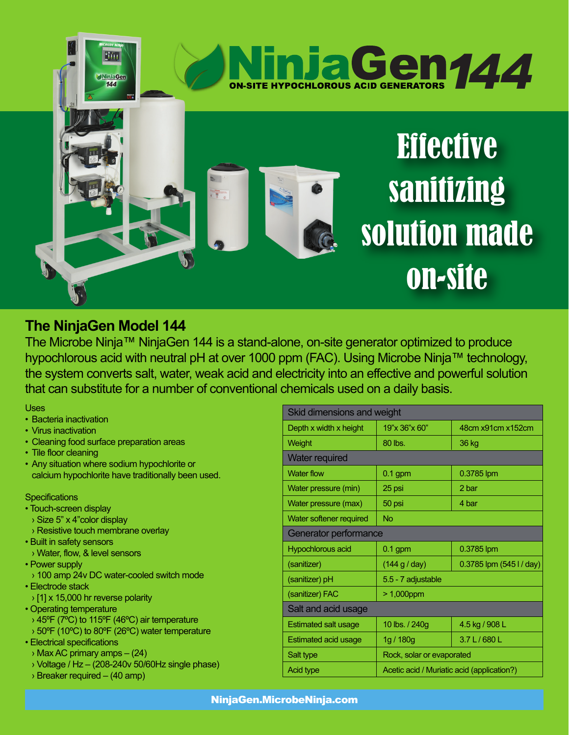# NinjaGen 144

ON-SITE HYPOCHLOROUS ACID GENERATORS

Effective sanitizing solution made on-site

## The NinjaGen Model 144

The Microbe Ninja™ NinjaGen 144 is a stand-alone, on-site generator optimized to produce hypochlorous acid with neutral pH at over 1000 ppm (FAC). Using Microbe Ninja™ technology, the system converts salt, water, weak acid and electricity into an effective and powerful solution that can substitute for a number of conventional chemicals used on a daily basis.

Uses

- Bacteria inactivation
- Virus inactivation
- Cleaning food surface preparation areas
- Tile floor cleaning
- Any situation where sodium hypochlorite or calcium hypochlorite have traditionally been used.

Specifications

- Touch-screen display
  - › Size 5" x 4"color display
  - › Resistive touch membrane overlay
- Built in safety sensors
  - › Water, flow, & level sensors
- Power supply
  - › 100 amp 24v DC water-cooled switch mode
- Electrode stack
  - › [1] x 15,000 hr reverse polarity
- Operating temperature
  - › 45ºF (7ºC) to 115ºF (46ºC) air temperature
  - › 50ºF (10ºC) to 80ºF (26ºC) water temperature
- Electrical specifications
  - › Max AC primary amps – (24)
  - › Voltage / Hz – (208-240v 50/60Hz single phase)
  - › Breaker required – (40 amp)

| Skid dimensions and weight | | |
|---|---|---|
| Depth x width x height | 19"x 36"x 60" | 48cm x91cm x152cm |
| Weight | 80 lbs. | 36 kg |
| **Water required** | | |
| Water flow | 0.1 gpm | 0.3785 lpm |
| Water pressure (min) | 25 psi | 2 bar |
| Water pressure (max) | 50 psi | 4 bar |
| Water softener required | No | |
| **Generator performance** | | |
| Hypochlorous acid | 0.1 gpm | 0.3785 lpm |
| (sanitizer) | (144 g / day) | 0.3785 lpm (545 l / day) |
| (sanitizer) pH | 5.5 - 7 adjustable | |
| (sanitizer) FAC | > 1,000ppm | |
| **Salt and acid usage** | | |
| Estimated salt usage | 10 lbs. / 240g | 4.5 kg / 908 L |
| Estimated acid usage | 1g / 180g | 3.7 L / 680 L |
| Salt type | Rock, solar or evaporated | |
| Acid type | Acetic acid / Muriatic acid (application?) | |

NinjaGen.MicrobeNinja.com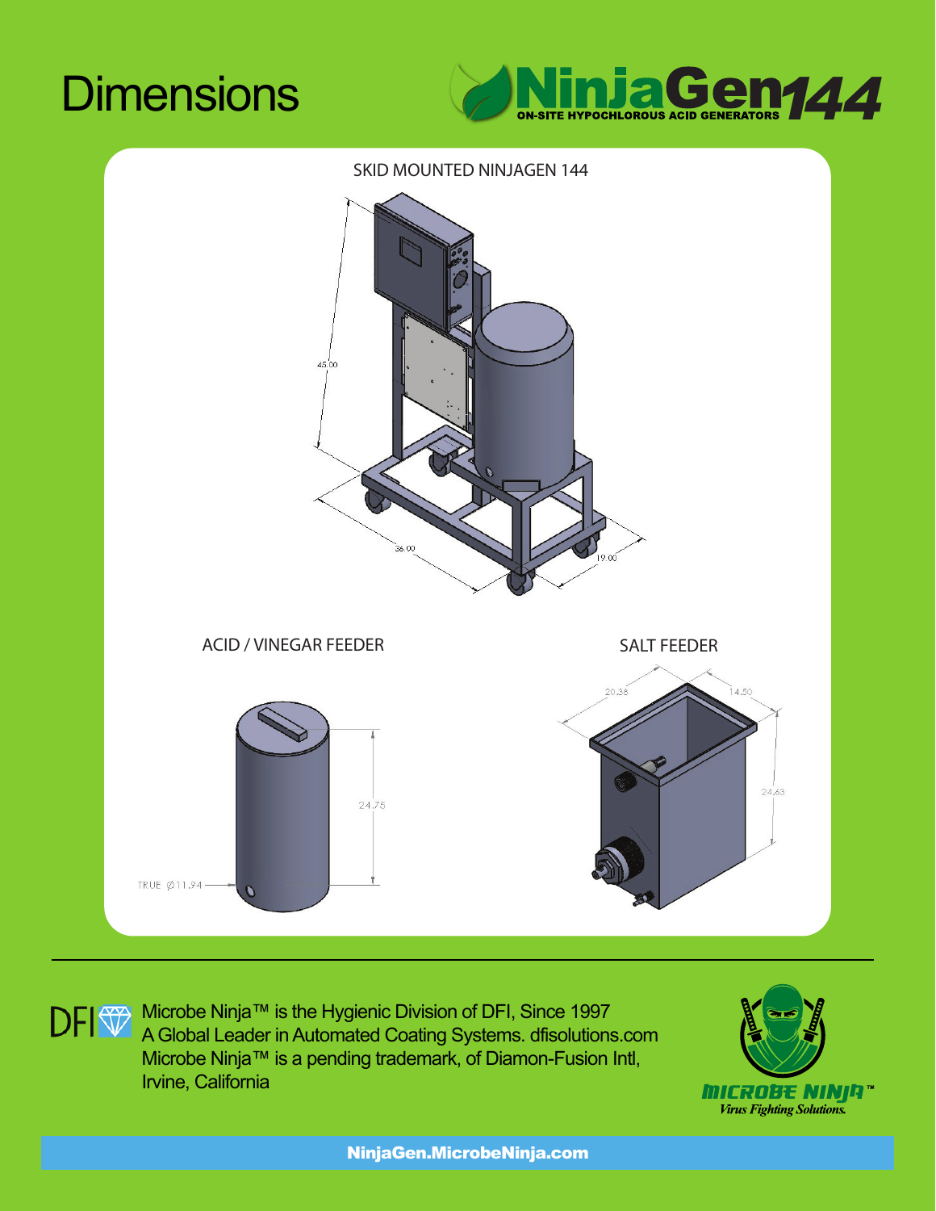# Dimensions

NinjaGen144
ON-SITE HYPOCHLOROUS ACID GENERATORS

SKID MOUNTED NINJAGEN 144

45.00

36.00

19.00

ACID / VINEGAR FEEDER

24.75

TRUE Ø11.94

SALT FEEDER

20.38

14.50

24.63

DFI

Microbe Ninja™ is the Hygienic Division of DFI, Since 1997
A Global Leader in Automated Coating Systems. dfisolutions.com
Microbe Ninja™ is a pending trademark, of Diamon-Fusion Intl, Irvine, California

MICROBE NINJA™
*Virus Fighting Solutions.*

NinjaGen.MicrobeNinja.com